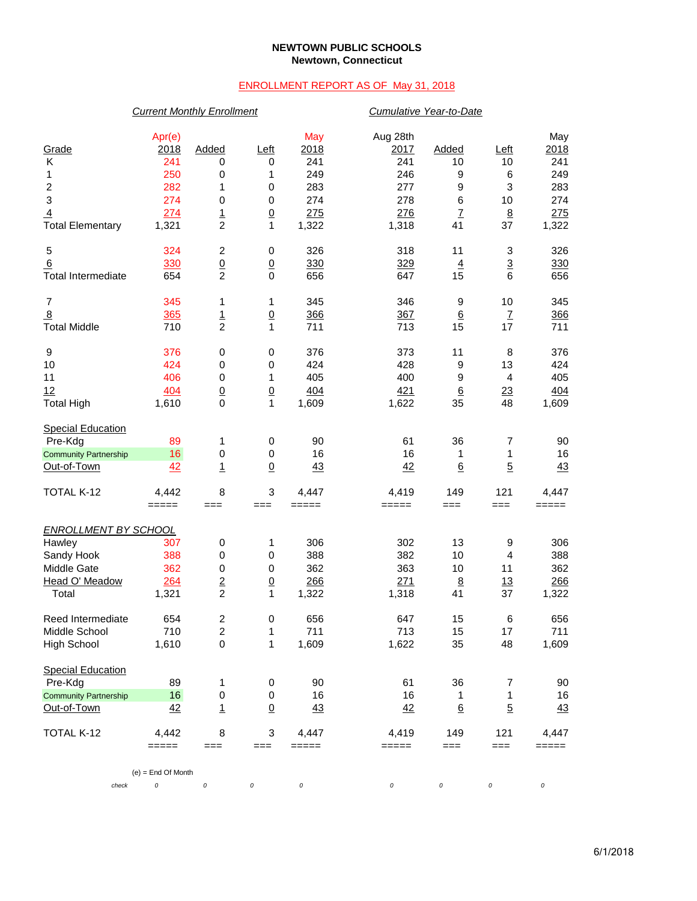**NEWTOWN PUBLIC SCHOOLS**
**Newtown, Connecticut**

ENROLLMENT REPORT AS OF May 31, 2018

| | *Current Monthly Enrollment* | | | | *Cumulative Year-to-Date* | | | |
|---|---|---|---|---|---|---|---|---|
| Grade | Apr(e) 2018 | Added | Left | May 2018 | Aug 28th 2017 | Added | Left | May 2018 |
| K | 241 | 0 | 0 | 241 | 241 | 10 | 10 | 241 |
| 1 | 250 | 0 | 1 | 249 | 246 | 9 | 6 | 249 |
| 2 | 282 | 1 | 0 | 283 | 277 | 9 | 3 | 283 |
| 3 | 274 | 0 | 0 | 274 | 278 | 6 | 10 | 274 |
| 4 | 274 | 1 | 0 | 275 | 276 | 7 | 8 | 275 |
| Total Elementary | 1,321 | 2 | 1 | 1,322 | 1,318 | 41 | 37 | 1,322 |
| 5 | 324 | 2 | 0 | 326 | 318 | 11 | 3 | 326 |
| 6 | 330 | 0 | 0 | 330 | 329 | 4 | 3 | 330 |
| Total Intermediate | 654 | 2 | 0 | 656 | 647 | 15 | 6 | 656 |
| 7 | 345 | 1 | 1 | 345 | 346 | 9 | 10 | 345 |
| 8 | 365 | 1 | 0 | 366 | 367 | 6 | 7 | 366 |
| Total Middle | 710 | 2 | 1 | 711 | 713 | 15 | 17 | 711 |
| 9 | 376 | 0 | 0 | 376 | 373 | 11 | 8 | 376 |
| 10 | 424 | 0 | 0 | 424 | 428 | 9 | 13 | 424 |
| 11 | 406 | 0 | 1 | 405 | 400 | 9 | 4 | 405 |
| 12 | 404 | 0 | 0 | 404 | 421 | 6 | 23 | 404 |
| Total High | 1,610 | 0 | 1 | 1,609 | 1,622 | 35 | 48 | 1,609 |
| Special Education | | | | | | | | |
| Pre-Kdg | 89 | 1 | 0 | 90 | 61 | 36 | 7 | 90 |
| Community Partnership | 16 | 0 | 0 | 16 | 16 | 1 | 1 | 16 |
| Out-of-Town | 42 | 1 | 0 | 43 | 42 | 6 | 5 | 43 |
| TOTAL K-12 | 4,442 | 8 | 3 | 4,447 | 4,419 | 149 | 121 | 4,447 |
| *ENROLLMENT BY SCHOOL* | | | | | | | | |
| Hawley | 307 | 0 | 1 | 306 | 302 | 13 | 9 | 306 |
| Sandy Hook | 388 | 0 | 0 | 388 | 382 | 10 | 4 | 388 |
| Middle Gate | 362 | 0 | 0 | 362 | 363 | 10 | 11 | 362 |
| Head O' Meadow | 264 | 2 | 0 | 266 | 271 | 8 | 13 | 266 |
| Total | 1,321 | 2 | 1 | 1,322 | 1,318 | 41 | 37 | 1,322 |
| Reed Intermediate | 654 | 2 | 0 | 656 | 647 | 15 | 6 | 656 |
| Middle School | 710 | 2 | 1 | 711 | 713 | 15 | 17 | 711 |
| High School | 1,610 | 0 | 1 | 1,609 | 1,622 | 35 | 48 | 1,609 |
| Special Education | | | | | | | | |
| Pre-Kdg | 89 | 1 | 0 | 90 | 61 | 36 | 7 | 90 |
| Community Partnership | 16 | 0 | 0 | 16 | 16 | 1 | 1 | 16 |
| Out-of-Town | 42 | 1 | 0 | 43 | 42 | 6 | 5 | 43 |
| TOTAL K-12 | 4,442 | 8 | 3 | 4,447 | 4,419 | 149 | 121 | 4,447 |
| *check* | 0 | 0 | 0 | 0 | 0 | 0 | 0 | 0 |

(e) = End Of Month

6/1/2018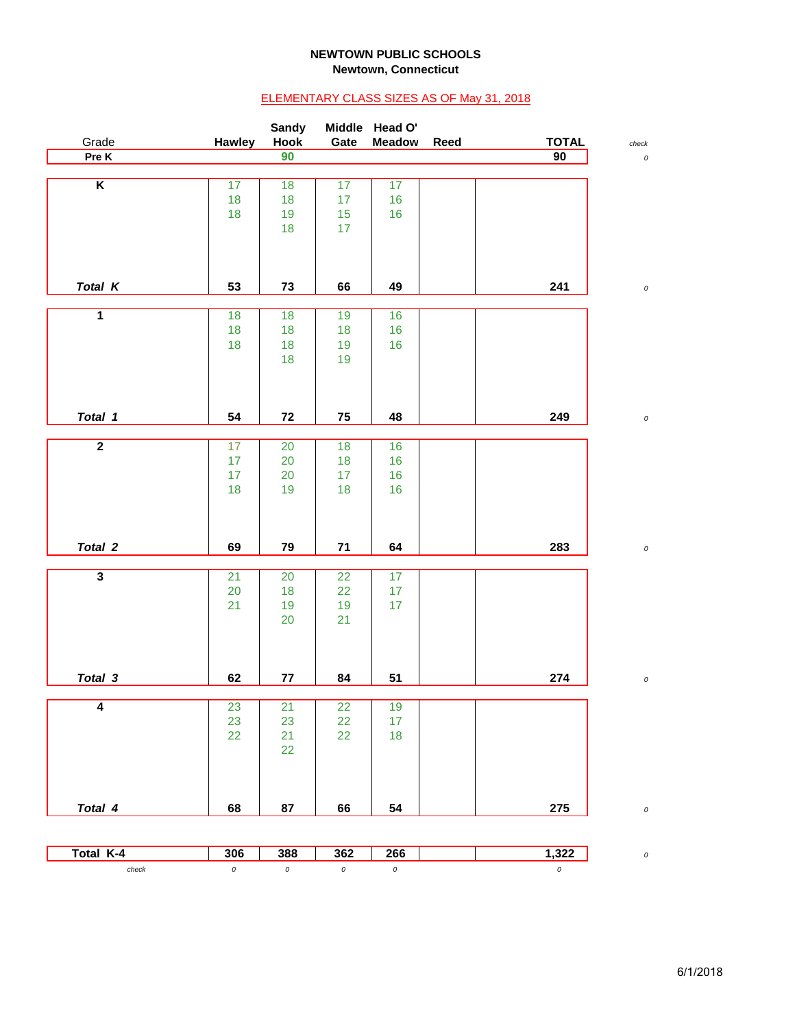**NEWTOWN PUBLIC SCHOOLS**
**Newtown, Connecticut**

ELEMENTARY CLASS SIZES AS OF May 31, 2018

| Grade | Hawley | Sandy Hook | Middle Gate | Head O' Meadow | Reed | TOTAL | check |
|---|---|---|---|---|---|---|---|
| **Pre K** | | 90 | | | | **90** | 0 |
| **K** | 17 | 18 | 17 | 17 | | | |
| | 18 | 18 | 17 | 16 | | | |
| | 18 | 19 | 15 | 16 | | | |
| | | 18 | 17 | | | | |
| ***Total K*** | **53** | **73** | **66** | **49** | | **241** | 0 |
| **1** | 18 | 18 | 19 | 16 | | | |
| | 18 | 18 | 18 | 16 | | | |
| | 18 | 18 | 19 | 16 | | | |
| | | 18 | 19 | | | | |
| ***Total 1*** | **54** | **72** | **75** | **48** | | **249** | 0 |
| **2** | 17 | 20 | 18 | 16 | | | |
| | 17 | 20 | 18 | 16 | | | |
| | 17 | 20 | 17 | 16 | | | |
| | 18 | 19 | 18 | 16 | | | |
| ***Total 2*** | **69** | **79** | **71** | **64** | | **283** | 0 |
| **3** | 21 | 20 | 22 | 17 | | | |
| | 20 | 18 | 22 | 17 | | | |
| | 21 | 19 | 19 | 17 | | | |
| | | 20 | 21 | | | | |
| ***Total 3*** | **62** | **77** | **84** | **51** | | **274** | 0 |
| **4** | 23 | 21 | 22 | 19 | | | |
| | 23 | 23 | 22 | 17 | | | |
| | 22 | 21 | 22 | 18 | | | |
| | | 22 | | | | | |
| ***Total 4*** | **68** | **87** | **66** | **54** | | **275** | 0 |
| **Total K-4** | **306** | **388** | **362** | **266** | | **1,322** | 0 |
| *check* | *0* | *0* | *0* | *0* | | *0* | |

6/1/2018